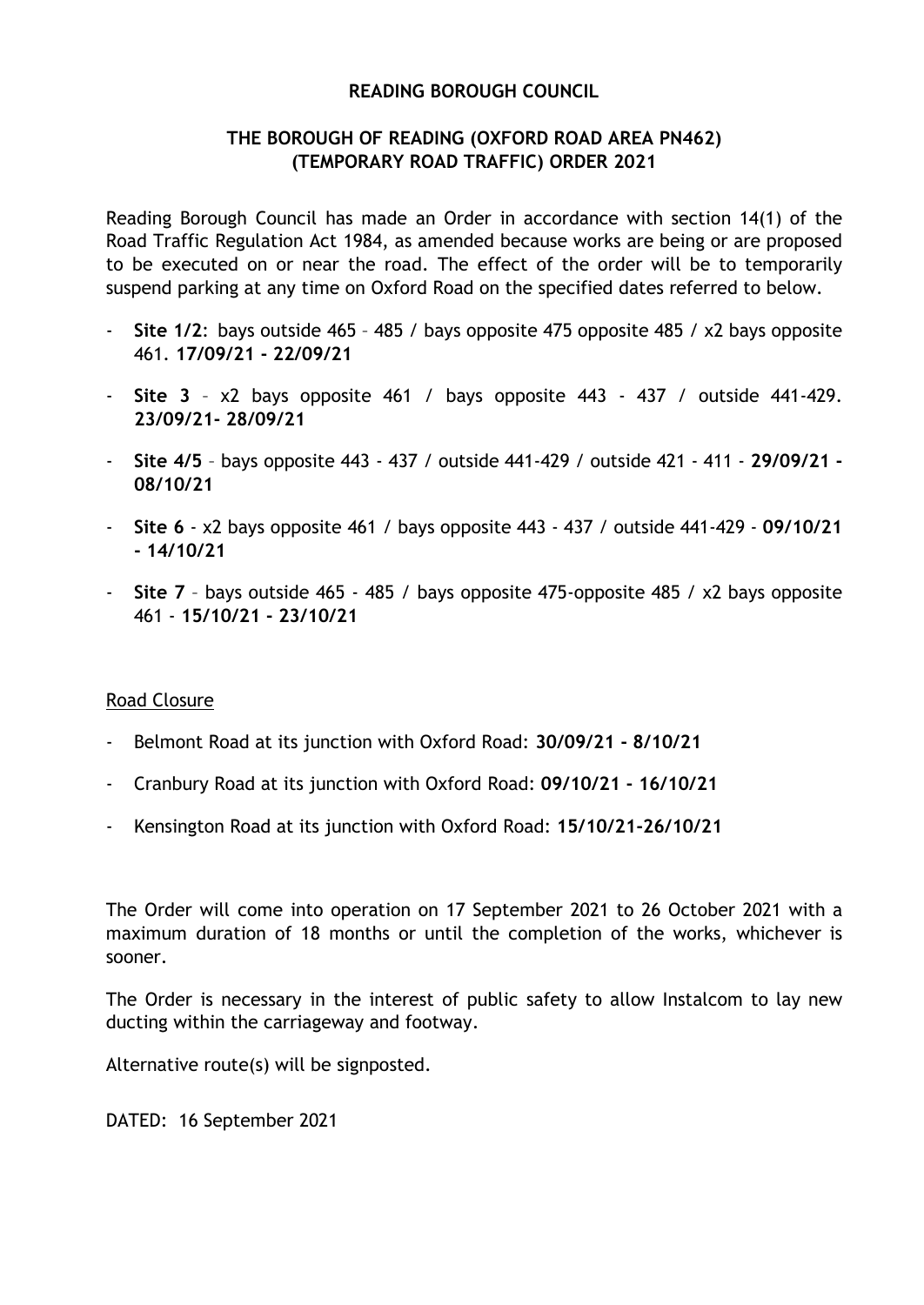# READING BOROUGH COUNCIL

## THE BOROUGH OF READING (OXFORD ROAD AREA PN462) (TEMPORARY ROAD TRAFFIC) ORDER 2021

Reading Borough Council has made an Order in accordance with section 14(1) of the Road Traffic Regulation Act 1984, as amended because works are being or are proposed to be executed on or near the road. The effect of the order will be to temporarily suspend parking at any time on Oxford Road on the specified dates referred to below.

- **Site 1/2**: bays outside 465 – 485 / bays opposite 475 opposite 485 / x2 bays opposite 461. **17/09/21 - 22/09/21**
- **Site 3** – x2 bays opposite 461 / bays opposite 443 - 437 / outside 441-429. **23/09/21- 28/09/21**
- **Site 4/5** – bays opposite 443 - 437 / outside 441-429 / outside 421 - 411 - **29/09/21 - 08/10/21**
- **Site 6** - x2 bays opposite 461 / bays opposite 443 - 437 / outside 441-429 - **09/10/21 - 14/10/21**
- **Site 7** – bays outside 465 - 485 / bays opposite 475-opposite 485 / x2 bays opposite 461 - **15/10/21 - 23/10/21**

Road Closure

- Belmont Road at its junction with Oxford Road: **30/09/21 - 8/10/21**
- Cranbury Road at its junction with Oxford Road: **09/10/21 - 16/10/21**
- Kensington Road at its junction with Oxford Road: **15/10/21-26/10/21**

The Order will come into operation on 17 September 2021 to 26 October 2021 with a maximum duration of 18 months or until the completion of the works, whichever is sooner.

The Order is necessary in the interest of public safety to allow Instalcom to lay new ducting within the carriageway and footway.

Alternative route(s) will be signposted.

DATED: 16 September 2021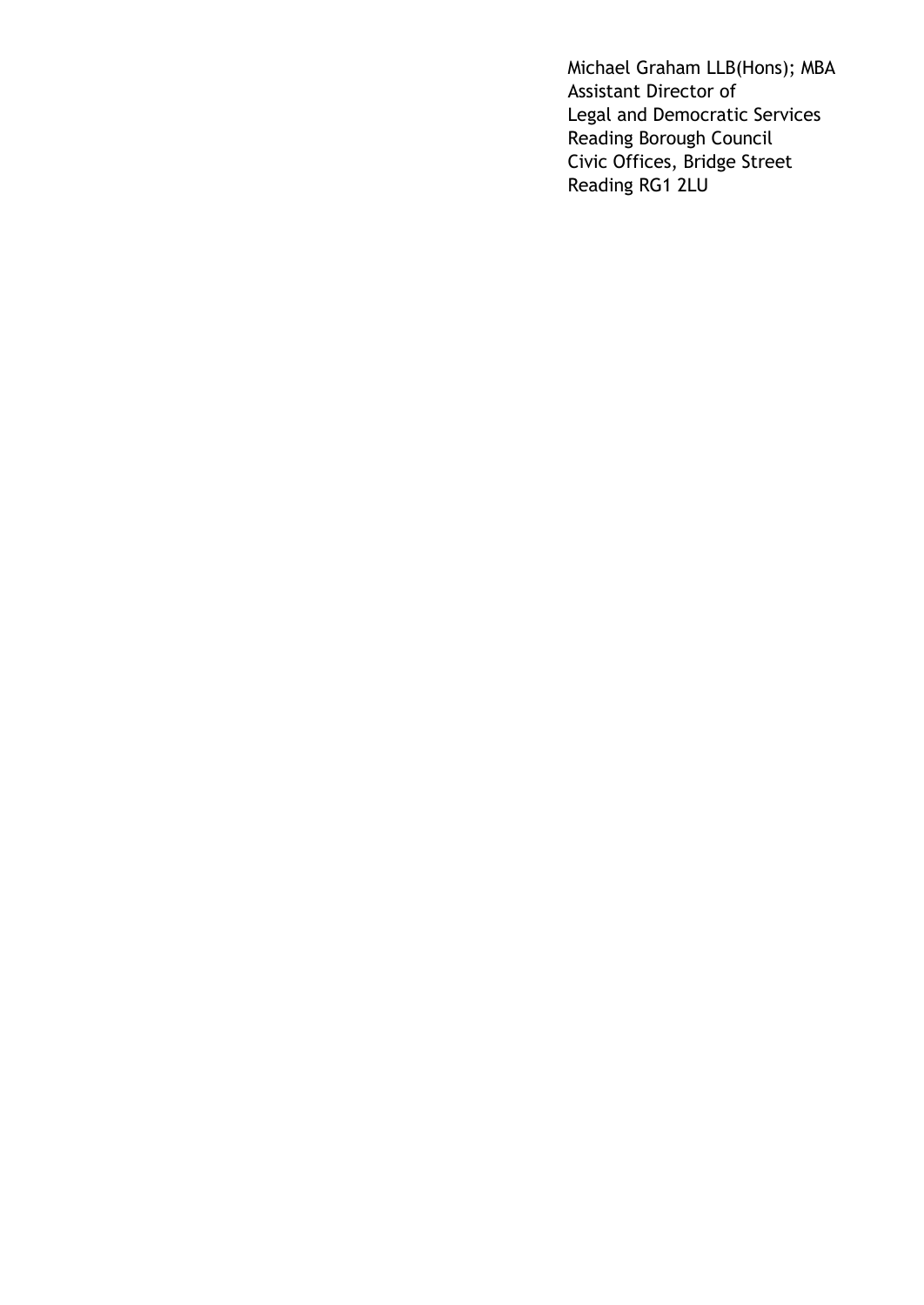Michael Graham LLB(Hons); MBA
Assistant Director of
Legal and Democratic Services
Reading Borough Council
Civic Offices, Bridge Street
Reading RG1 2LU